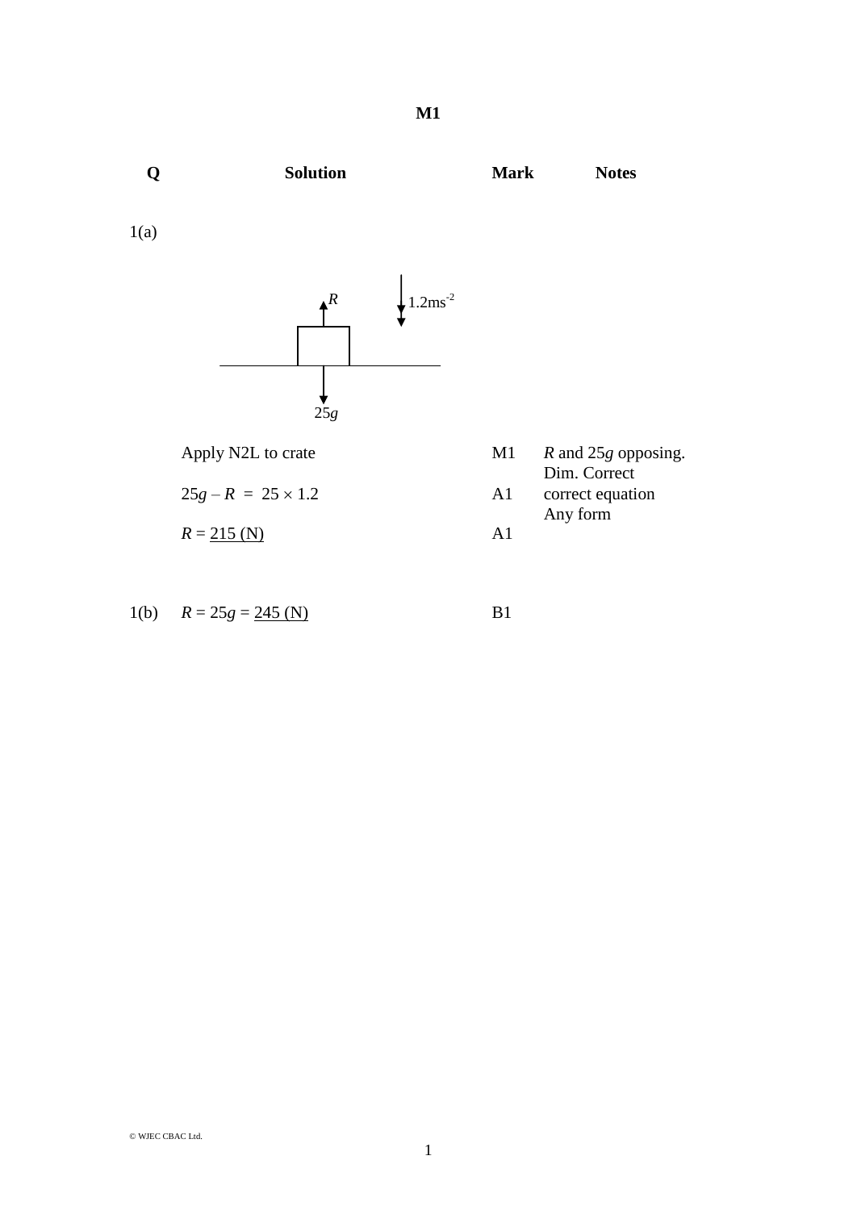# M1

| Q | Solution | Mark | Notes |
|---|---|---|---|
| 1(a) | | | |
| | Apply N2L to crate | M1 | $R$ and $25g$ opposing. Dim. Correct |
| | $25g - R = 25 \times 1.2$ | A1 | correct equation Any form |
| | $R = \underline{215 \text{ (N)}}$ | A1 | |
| 1(b) | $R = 25g = \underline{245 \text{ (N)}}$ | B1 | |

© WJEC CBAC Ltd.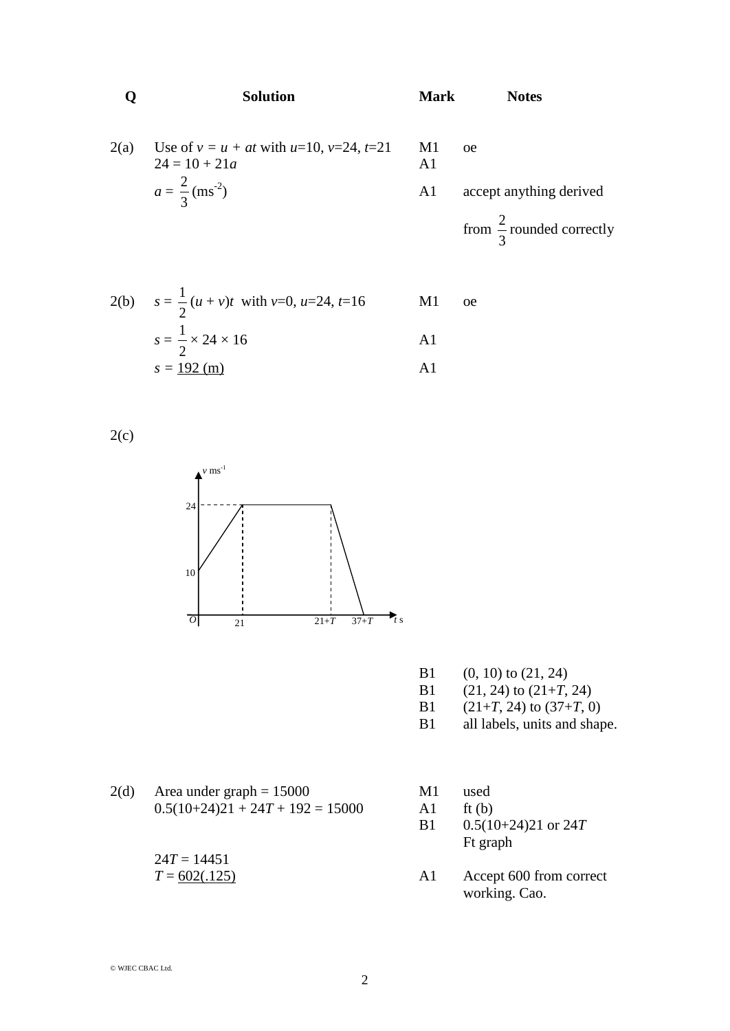| Q | Solution | Mark | Notes |
|---|---|---|---|
| 2(a) | Use of $v = u + at$ with $u$=10, $v$=24, $t$=21 | M1 | oe |
| | $24 = 10 + 21a$ | A1 | |
| | $a = \frac{2}{3}$ (ms$^{-2}$) | A1 | accept anything derived from $\frac{2}{3}$ rounded correctly |
| 2(b) | $s = \frac{1}{2}(u + v)t$ with $v$=0, $u$=24, $t$=16 | M1 | oe |
| | $s = \frac{1}{2} \times 24 \times 16$ | A1 | |
| | $s$ = 192 (m) | A1 | |
| 2(c) | | | |
| | | B1 | (0, 10) to (21, 24) |
| | | B1 | (21, 24) to (21+$T$, 24) |
| | | B1 | (21+$T$, 24) to (37+$T$, 0) |
| | | B1 | all labels, units and shape. |
| 2(d) | Area under graph = 15000 | M1 | used |
| | $0.5(10+24)21 + 24T + 192 = 15000$ | A1 | ft (b) |
| | | B1 | $0.5(10+24)21$ or $24T$ Ft graph |
| | $24T = 14451$ | | |
| | $T$ = 602(.125) | A1 | Accept 600 from correct working. Cao. |

© WJEC CBAC Ltd.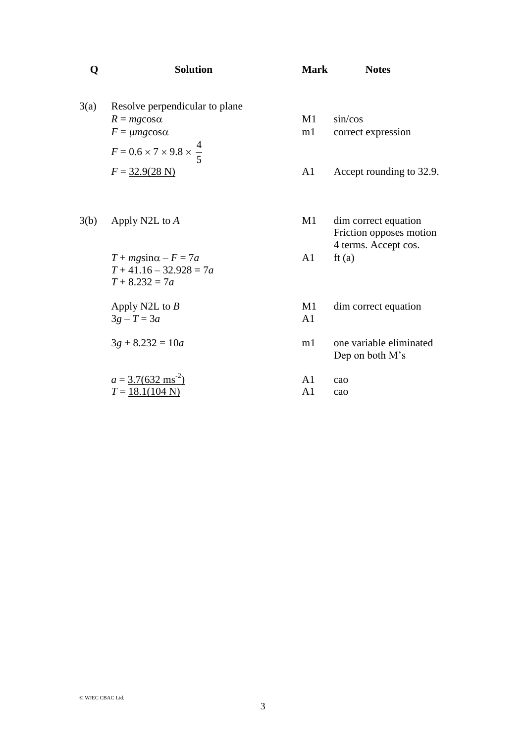| Q | Solution | Mark | Notes |
|---|---|---|---|
| 3(a) | Resolve perpendicular to plane | | |
| | $R = mg\cos\alpha$ | M1 | sin/cos |
| | $F = \mu mg\cos\alpha$ | m1 | correct expression |
| | $F = 0.6 \times 7 \times 9.8 \times \dfrac{4}{5}$ | | |
| | $F = \underline{32.9(28\text{ N})}$ | A1 | Accept rounding to 32.9. |
| | | | |
| 3(b) | Apply N2L to $A$ | M1 | dim correct equation<br>Friction opposes motion<br>4 terms. Accept cos. |
| | $T + mg\sin\alpha - F = 7a$ | A1 | ft (a) |
| | $T + 41.16 - 32.928 = 7a$ | | |
| | $T + 8.232 = 7a$ | | |
| | | | |
| | Apply N2L to $B$ | M1 | dim correct equation |
| | $3g - T = 3a$ | A1 | |
| | | | |
| | $3g + 8.232 = 10a$ | m1 | one variable eliminated<br>Dep on both M's |
| | | | |
| | $a = \underline{3.7(632\text{ ms}^{-2})}$ | A1 | cao |
| | $T = \underline{18.1(104\text{ N})}$ | A1 | cao |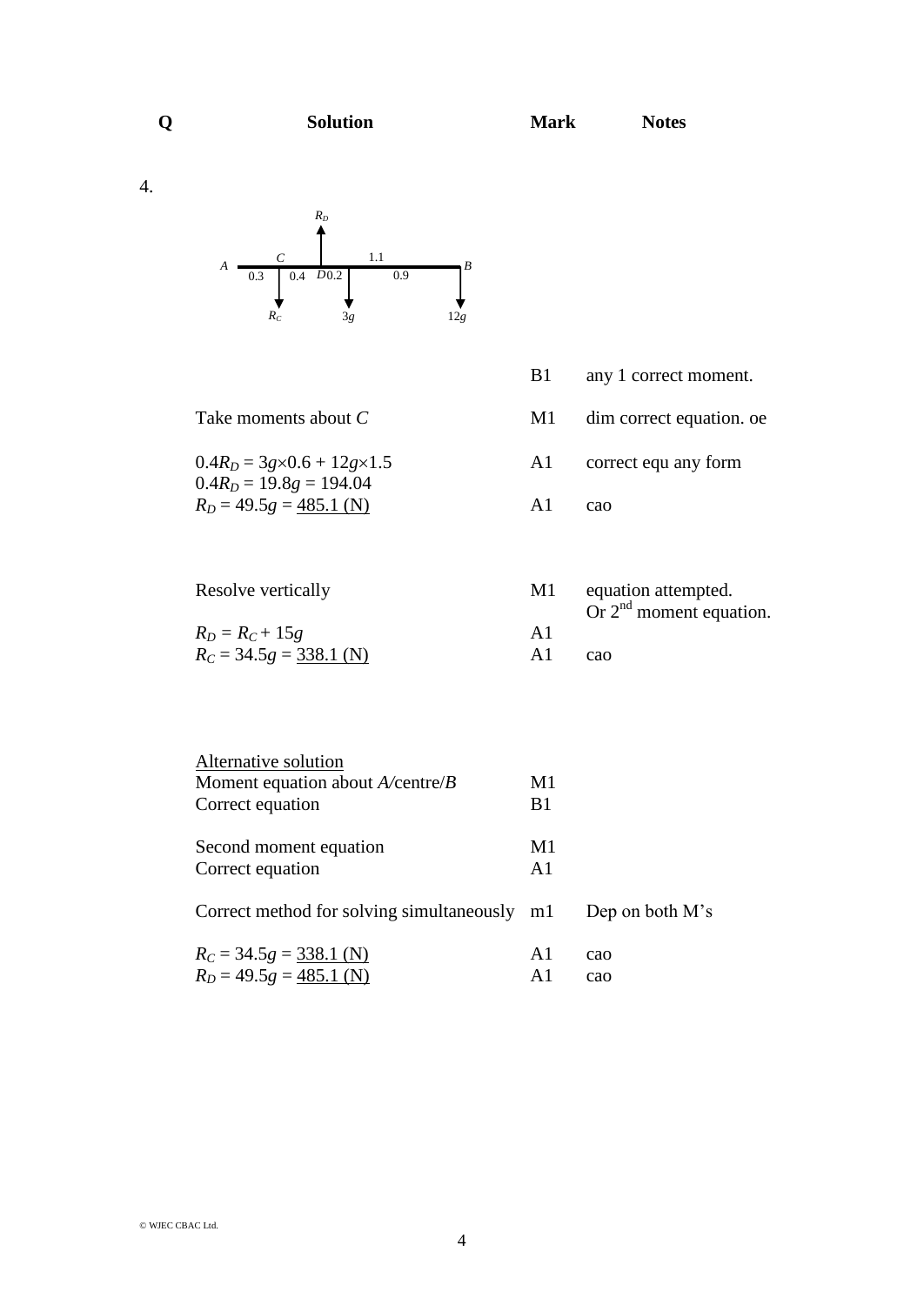| Q | Solution | Mark | Notes |
|---|---|---|---|
| 4. | | | |
| | | B1 | any 1 correct moment. |
| | Take moments about $C$ | M1 | dim correct equation. oe |
| | $0.4R_D = 3g\times0.6 + 12g\times1.5$ | A1 | correct equ any form |
| | $0.4R_D = 19.8g = 194.04$ | | |
| | $R_D = 49.5g = \underline{485.1\text{ (N)}}$ | A1 | cao |
| | Resolve vertically | M1 | equation attempted. Or $2^{\text{nd}}$ moment equation. |
| | $R_D = R_C + 15g$ | A1 | |
| | $R_C = 34.5g = \underline{338.1\text{ (N)}}$ | A1 | cao |
| | Alternative solution | | |
| | Moment equation about $A$/centre/$B$ | M1 | |
| | Correct equation | B1 | |
| | Second moment equation | M1 | |
| | Correct equation | A1 | |
| | Correct method for solving simultaneously | m1 | Dep on both M's |
| | $R_C = 34.5g = \underline{338.1\text{ (N)}}$ | A1 | cao |
| | $R_D = 49.5g = \underline{485.1\text{ (N)}}$ | A1 | cao |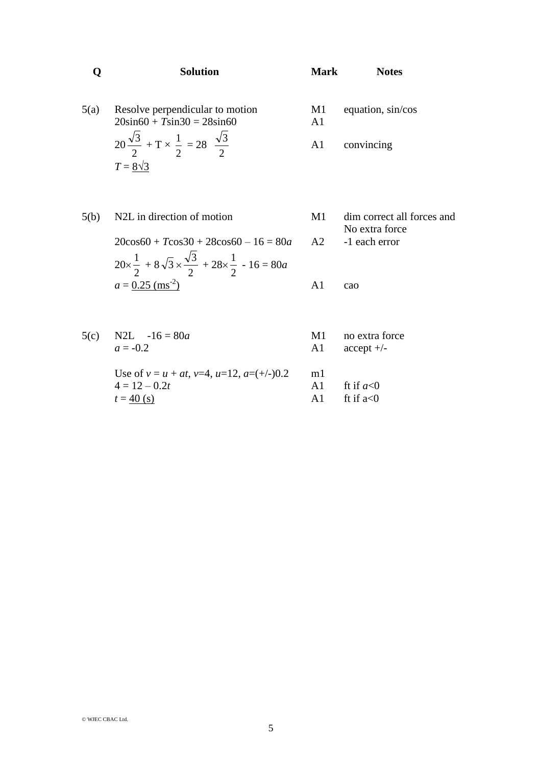| Q | Solution | Mark | Notes |
|---|---|---|---|
| 5(a) | Resolve perpendicular to motion | M1 | equation, sin/cos |
| | $20\sin60 + T\sin30 = 28\sin60$ | A1 | |
| | $20\frac{\sqrt{3}}{2} + T \times \frac{1}{2} = 28 \frac{\sqrt{3}}{2}$ | A1 | convincing |
| | $T = \underline{8\sqrt{3}}$ | | |
| 5(b) | N2L in direction of motion | M1 | dim correct all forces and No extra force |
| | $20\cos60 + T\cos30 + 28\cos60 - 16 = 80a$ | A2 | -1 each error |
| | $20\times\frac{1}{2} + 8\sqrt{3}\times\frac{\sqrt{3}}{2} + 28\times\frac{1}{2} - 16 = 80a$ | | |
| | $a = \underline{0.25 \text{ (ms}^{-2}\text{)}}$ | A1 | cao |
| 5(c) | N2L $\quad -16 = 80a$ | M1 | no extra force |
| | $a = -0.2$ | A1 | accept +/- |
| | Use of $v = u + at$, $v$=4, $u$=12, $a$=(+/-)0.2 | m1 | |
| | $4 = 12 - 0.2t$ | A1 | ft if $a<0$ |
| | $t = \underline{40 \text{ (s)}}$ | A1 | ft if $a<0$ |

© WJEC CBAC Ltd.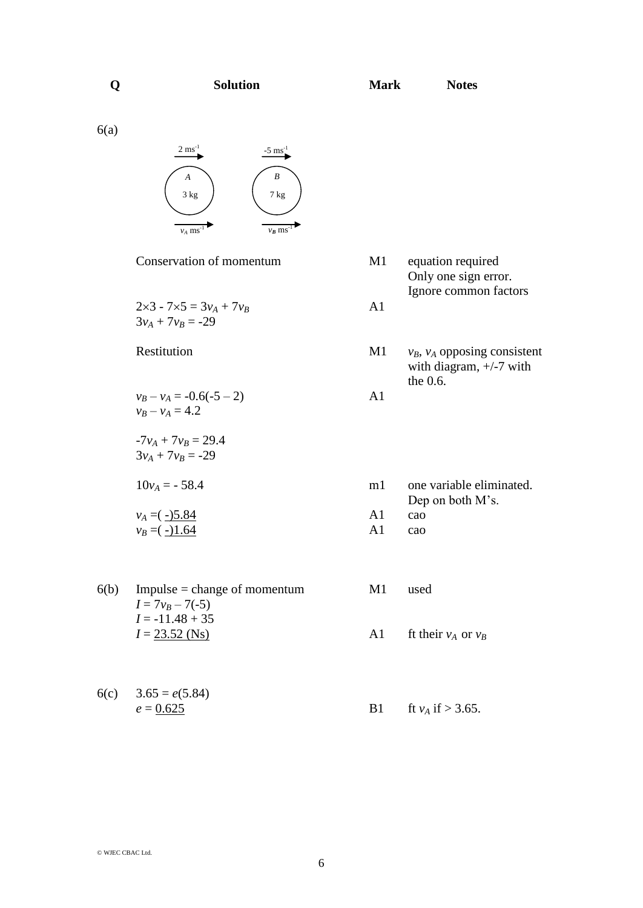| Q | Solution | Mark | Notes |
|---|---|---|---|
| 6(a) | Diagram: A (3 kg) with $2\ ms^{-1}$ before, $v_A\ ms^{-1}$ after; B (7 kg) with $-5\ ms^{-1}$ before, $v_B\ ms^{-1}$ after | | |
| | Conservation of momentum | M1 | equation required. Only one sign error. Ignore common factors |
| | $2\times3 - 7\times5 = 3v_A + 7v_B$ <br> $3v_A + 7v_B = -29$ | A1 | |
| | Restitution | M1 | $v_B$, $v_A$ opposing consistent with diagram, +/-7 with the 0.6. |
| | $v_B - v_A = -0.6(-5 - 2)$ <br> $v_B - v_A = 4.2$ | A1 | |
| | $-7v_A + 7v_B = 29.4$ <br> $3v_A + 7v_B = -29$ | | |
| | $10v_A = -58.4$ | m1 | one variable eliminated. Dep on both M's. |
| | $v_A = (-)5.84$ | A1 | cao |
| | $v_B = (-)1.64$ | A1 | cao |
| 6(b) | Impulse = change of momentum <br> $I = 7v_B - 7(-5)$ <br> $I = -11.48 + 35$ | M1 | used |
| | $I = 23.52$ (Ns) | A1 | ft their $v_A$ or $v_B$ |
| 6(c) | $3.65 = e(5.84)$ <br> $e = 0.625$ | B1 | ft $v_A$ if > 3.65. |

© WJEC CBAC Ltd.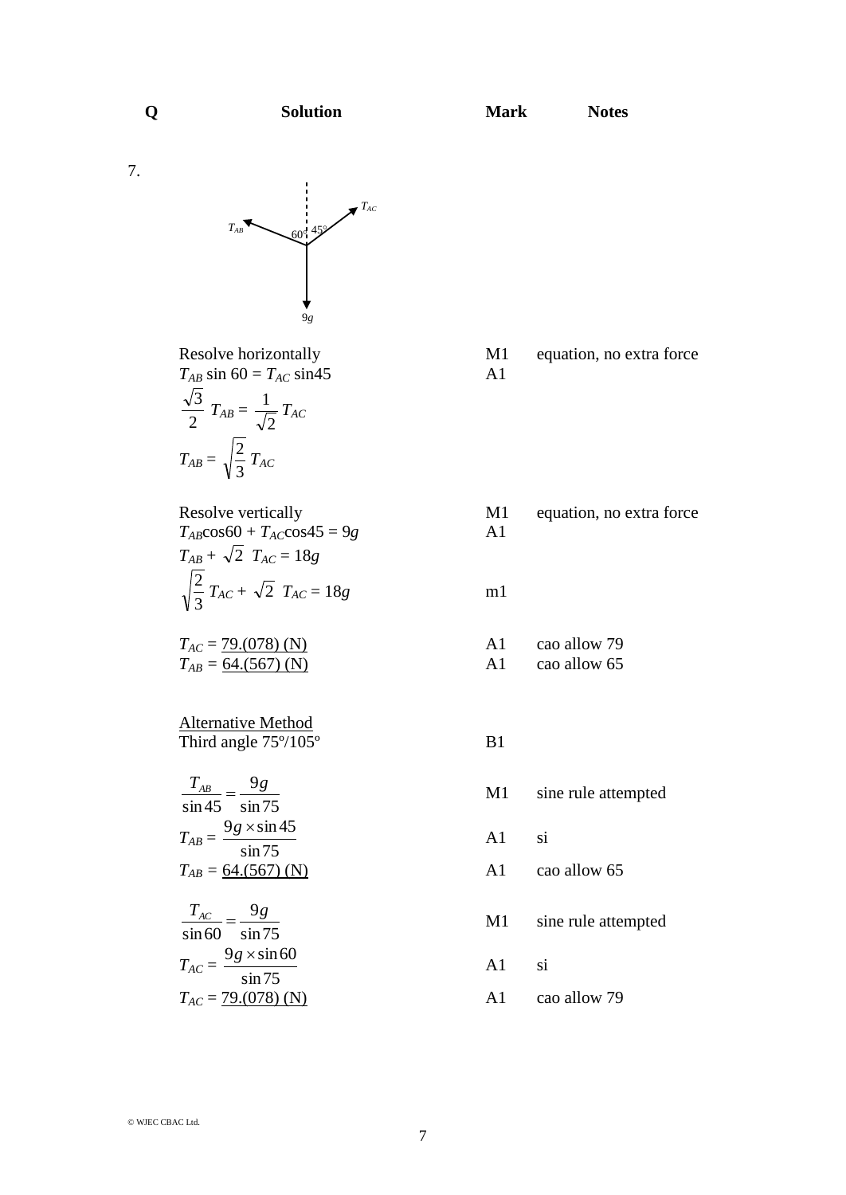| Q | Solution | Mark | Notes |
|---|---|---|---|
| 7. | | | |
| | Resolve horizontally | M1 | equation, no extra force |
| | $T_{AB} \sin 60 = T_{AC} \sin 45$ | A1 | |
| | $\frac{\sqrt{3}}{2} T_{AB} = \frac{1}{\sqrt{2}} T_{AC}$ | | |
| | $T_{AB} = \sqrt{\frac{2}{3}} T_{AC}$ | | |
| | Resolve vertically | M1 | equation, no extra force |
| | $T_{AB}\cos 60 + T_{AC}\cos 45 = 9g$ | A1 | |
| | $T_{AB} + \sqrt{2}\ T_{AC} = 18g$ | | |
| | $\sqrt{\frac{2}{3}} T_{AC} + \sqrt{2}\ T_{AC} = 18g$ | m1 | |
| | $T_{AC}$ = 79.(078) (N) | A1 | cao allow 79 |
| | $T_{AB}$ = 64.(567) (N) | A1 | cao allow 65 |
| | Alternative Method | | |
| | Third angle 75º/105º | B1 | |
| | $\frac{T_{AB}}{\sin 45} = \frac{9g}{\sin 75}$ | M1 | sine rule attempted |
| | $T_{AB} = \frac{9g \times \sin 45}{\sin 75}$ | A1 | si |
| | $T_{AB}$ = 64.(567) (N) | A1 | cao allow 65 |
| | $\frac{T_{AC}}{\sin 60} = \frac{9g}{\sin 75}$ | M1 | sine rule attempted |
| | $T_{AC} = \frac{9g \times \sin 60}{\sin 75}$ | A1 | si |
| | $T_{AC}$ = 79.(078) (N) | A1 | cao allow 79 |

(Diagram: forces $T_{AB}$ at 60° and $T_{AC}$ at 45° to the vertical, weight $9g$ downward.)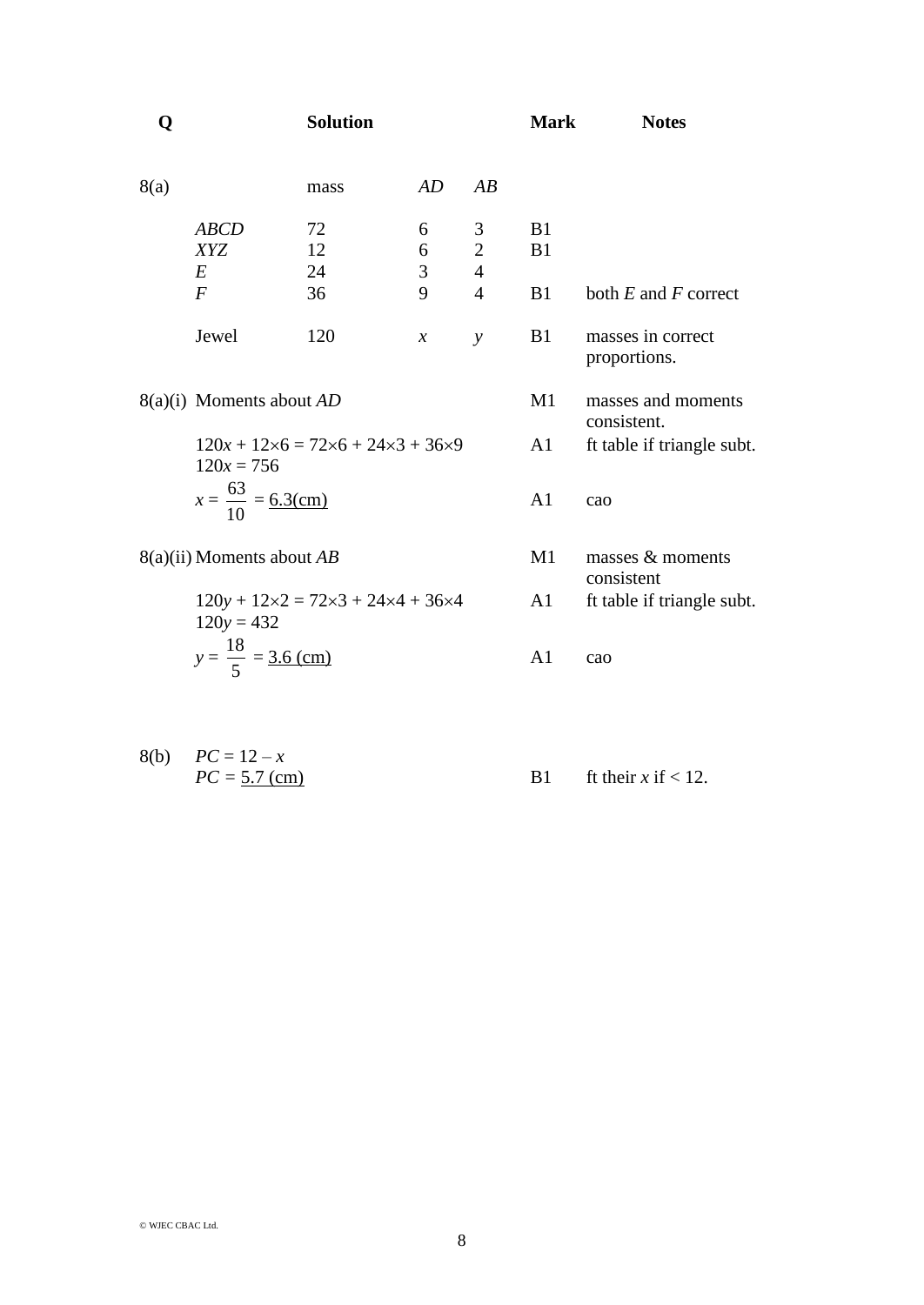| Q | | Solution | | | Mark | Notes |
|---|---|---|---|---|---|---|
| 8(a) | | mass | *AD* | *AB* | | |
| | *ABCD* | 72 | 6 | 3 | B1 | |
| | *XYZ* | 12 | 6 | 2 | B1 | |
| | *E* | 24 | 3 | 4 | | |
| | *F* | 36 | 9 | 4 | B1 | both *E* and *F* correct |
| | Jewel | 120 | $x$ | $y$ | B1 | masses in correct proportions. |

| Q | Solution | Mark | Notes |
|---|---|---|---|
| 8(a)(i) | Moments about *AD* | M1 | masses and moments consistent. |
| | $120x + 12\times6 = 72\times6 + 24\times3 + 36\times9$ <br> $120x = 756$ | A1 | ft table if triangle subt. |
| | $x = \frac{63}{10} = \underline{6.3\text{(cm)}}$ | A1 | cao |
| 8(a)(ii) | Moments about *AB* | M1 | masses & moments consistent |
| | $120y + 12\times2 = 72\times3 + 24\times4 + 36\times4$ <br> $120y = 432$ | A1 | ft table if triangle subt. |
| | $y = \frac{18}{5} = \underline{3.6\text{ (cm)}}$ | A1 | cao |
| 8(b) | $PC = 12 - x$ <br> $PC = \underline{5.7\text{ (cm)}}$ | B1 | ft their $x$ if $< 12$. |